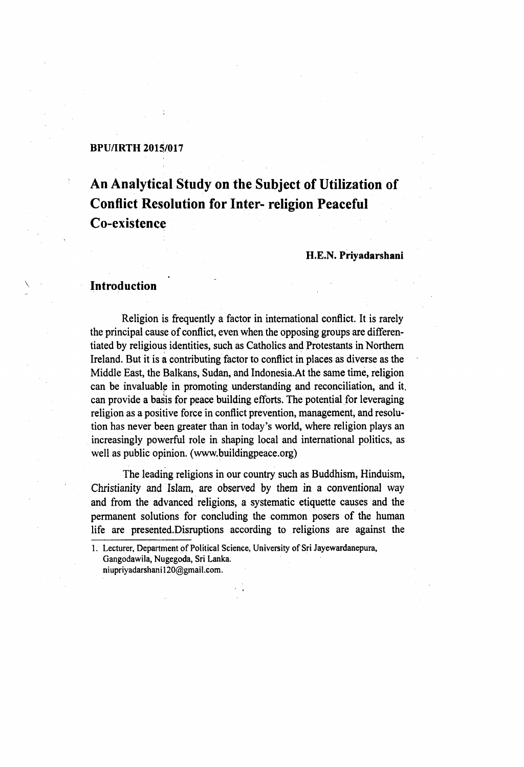**BPU/IRTH 2015/017**

# An Analytical Study on the Subject of Utilization of Conflict Resolution for Inter- religion Peaceful Co-existence

**H.E.N. Priyadarshani**

## Introduction

Religion is frequently a factor in international conflict. It is rarely the principal cause of conflict, even when the opposing groups are differentiated by religious identities, such as Catholics and Protestants in Northern Ireland. But it is a contributing factor to conflict in places as diverse as the Middle East, the Balkans, Sudan, and Indonesia.At the same time, religion can be invaluable in promoting understanding and reconciliation, and it, can provide a basis for peace building efforts. The potential for leveraging religion as a positive force in conflict prevention, management, and resolution has never been greater than in today's world, where religion plays an increasingly powerful role in shaping local and international politics, as well as public opinion. (www.buildingpeace.org)

The leading religions in our country such as Buddhism, Hinduism, Christianity and Islam, are observed by them in a conventional way and from the advanced religions, a systematic etiquette causes and the permanent solutions for concluding the common posers of the human life are presented.Disruptions according to religions are against the

---

1. Lecturer, Department of Political Science, University of Sri Jayewardanepura, Gangodawila, Nugegoda, Sri Lanka. niupriyadarshani120@gmail.com.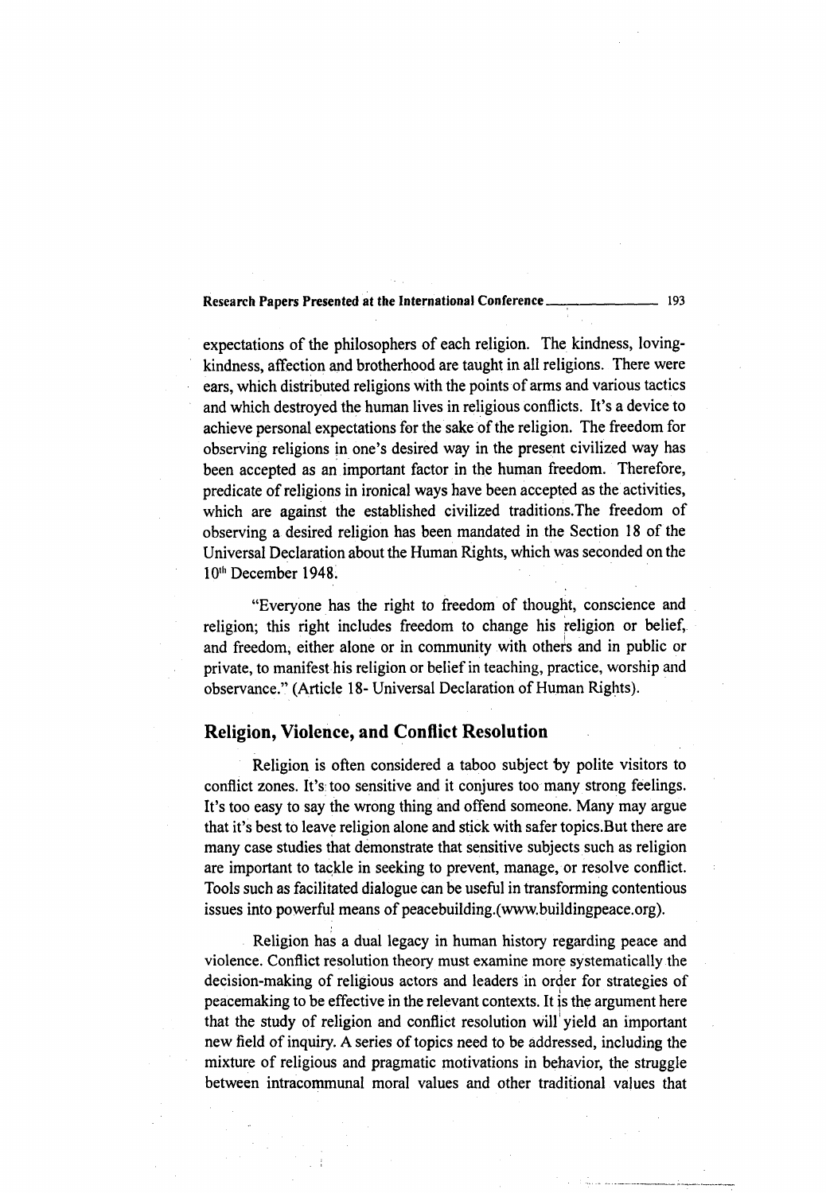expectations of the philosophers of each religion. The kindness, loving-kindness, affection and brotherhood are taught in all religions. There were ears, which distributed religions with the points of arms and various tactics and which destroyed the human lives in religious conflicts. It's a device to achieve personal expectations for the sake of the religion. The freedom for observing religions in one's desired way in the present civilized way has been accepted as an important factor in the human freedom. Therefore, predicate of religions in ironical ways have been accepted as the activities, which are against the established civilized traditions.The freedom of observing a desired religion has been mandated in the Section 18 of the Universal Declaration about the Human Rights, which was seconded on the 10th December 1948.

"Everyone has the right to freedom of thought, conscience and religion; this right includes freedom to change his religion or belief, and freedom, either alone or in community with others and in public or private, to manifest his religion or belief in teaching, practice, worship and observance." (Article 18- Universal Declaration of Human Rights).

## Religion, Violence, and Conflict Resolution

Religion is often considered a taboo subject by polite visitors to conflict zones. It's too sensitive and it conjures too many strong feelings. It's too easy to say the wrong thing and offend someone. Many may argue that it's best to leave religion alone and stick with safer topics.But there are many case studies that demonstrate that sensitive subjects such as religion are important to tackle in seeking to prevent, manage, or resolve conflict. Tools such as facilitated dialogue can be useful in transforming contentious issues into powerful means of peacebuilding.(www.buildingpeace.org).

Religion has a dual legacy in human history regarding peace and violence. Conflict resolution theory must examine more systematically the decision-making of religious actors and leaders in order for strategies of peacemaking to be effective in the relevant contexts. It is the argument here that the study of religion and conflict resolution will yield an important new field of inquiry. A series of topics need to be addressed, including the mixture of religious and pragmatic motivations in behavior, the struggle between intracommunal moral values and other traditional values that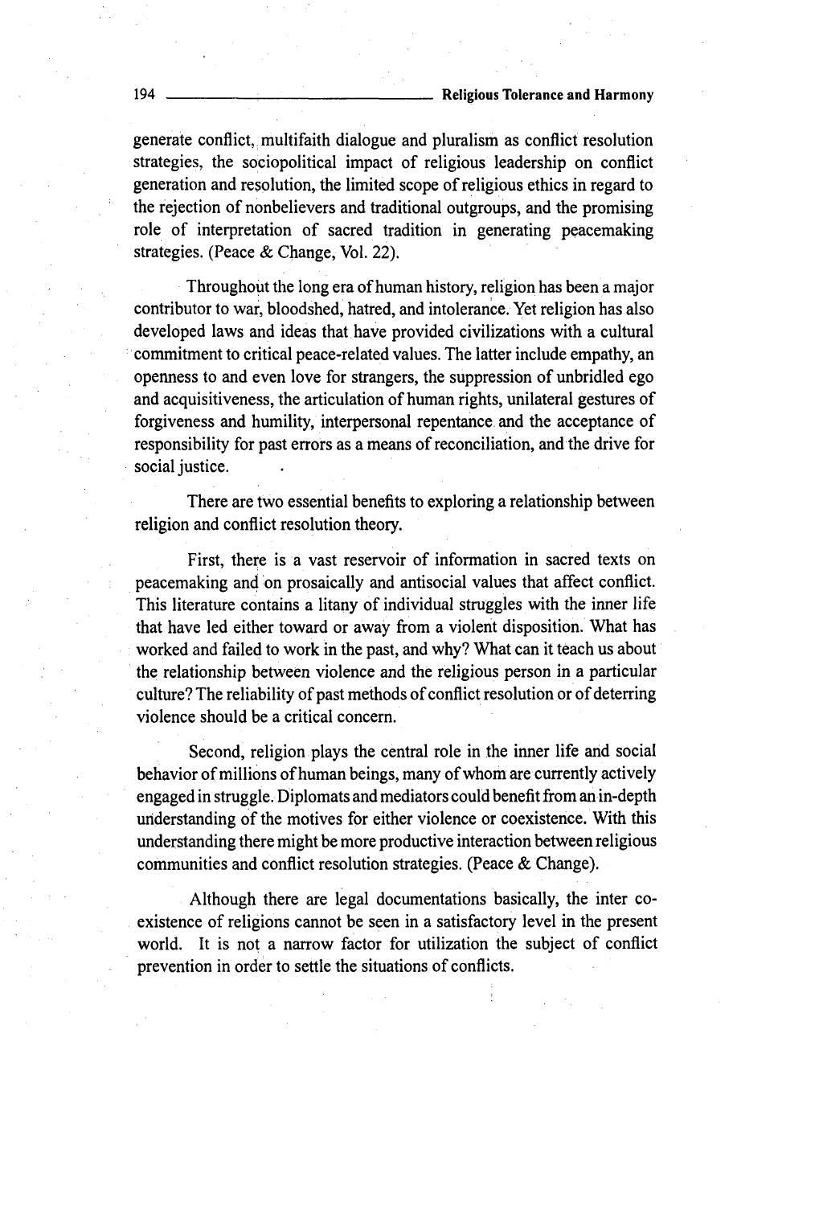generate conflict, multifaith dialogue and pluralism as conflict resolution strategies, the sociopolitical impact of religious leadership on conflict generation and resolution, the limited scope of religious ethics in regard to the rejection of nonbelievers and traditional outgroups, and the promising role of interpretation of sacred tradition in generating peacemaking strategies. (Peace & Change, Vol. 22).

Throughout the long era of human history, religion has been a major contributor to war, bloodshed, hatred, and intolerance. Yet religion has also developed laws and ideas that have provided civilizations with a cultural commitment to critical peace-related values. The latter include empathy, an openness to and even love for strangers, the suppression of unbridled ego and acquisitiveness, the articulation of human rights, unilateral gestures of forgiveness and humility, interpersonal repentance and the acceptance of responsibility for past errors as a means of reconciliation, and the drive for social justice.

There are two essential benefits to exploring a relationship between religion and conflict resolution theory.

First, there is a vast reservoir of information in sacred texts on peacemaking and on prosaically and antisocial values that affect conflict. This literature contains a litany of individual struggles with the inner life that have led either toward or away from a violent disposition. What has worked and failed to work in the past, and why? What can it teach us about the relationship between violence and the religious person in a particular culture? The reliability of past methods of conflict resolution or of deterring violence should be a critical concern.

Second, religion plays the central role in the inner life and social behavior of millions of human beings, many of whom are currently actively engaged in struggle. Diplomats and mediators could benefit from an in-depth understanding of the motives for either violence or coexistence. With this understanding there might be more productive interaction between religious communities and conflict resolution strategies. (Peace & Change).

Although there are legal documentations basically, the inter co-existence of religions cannot be seen in a satisfactory level in the present world. It is not a narrow factor for utilization the subject of conflict prevention in order to settle the situations of conflicts.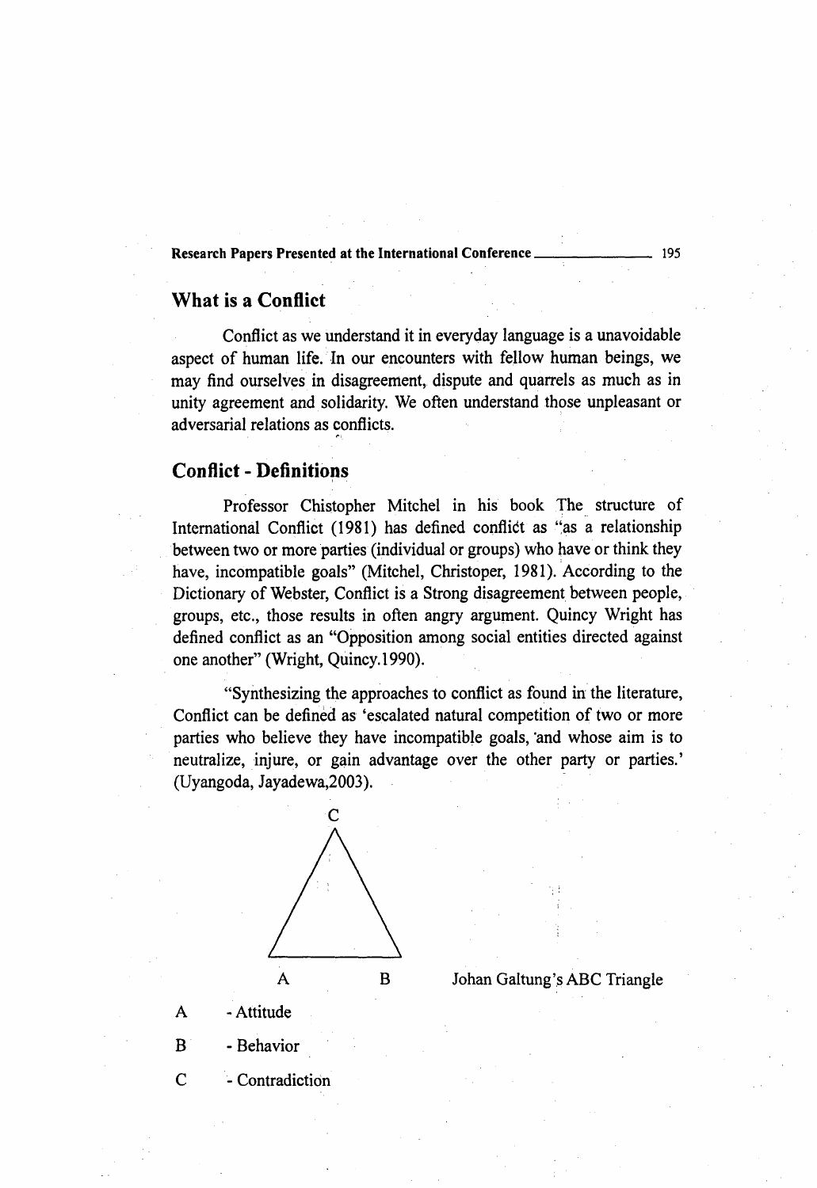## What is a Conflict

Conflict as we understand it in everyday language is a unavoidable aspect of human life. In our encounters with fellow human beings, we may find ourselves in disagreement, dispute and quarrels as much as in unity agreement and solidarity. We often understand those unpleasant or adversarial relations as conflicts.

## Conflict - Definitions

Professor Chistopher Mitchel in his book The structure of International Conflict (1981) has defined conflict as "as a relationship between two or more parties (individual or groups) who have or think they have, incompatible goals" (Mitchel, Christoper, 1981). According to the Dictionary of Webster, Conflict is a Strong disagreement between people, groups, etc., those results in often angry argument. Quincy Wright has defined conflict as an "Opposition among social entities directed against one another" (Wright, Quincy.1990).

"Synthesizing the approaches to conflict as found in the literature, Conflict can be defined as 'escalated natural competition of two or more parties who believe they have incompatible goals, 'and whose aim is to neutralize, injure, or gain advantage over the other party or parties.' (Uyangoda, Jayadewa,2003).

C

A B

Johan Galtung's ABC Triangle

A - Attitude

B - Behavior

C - Contradiction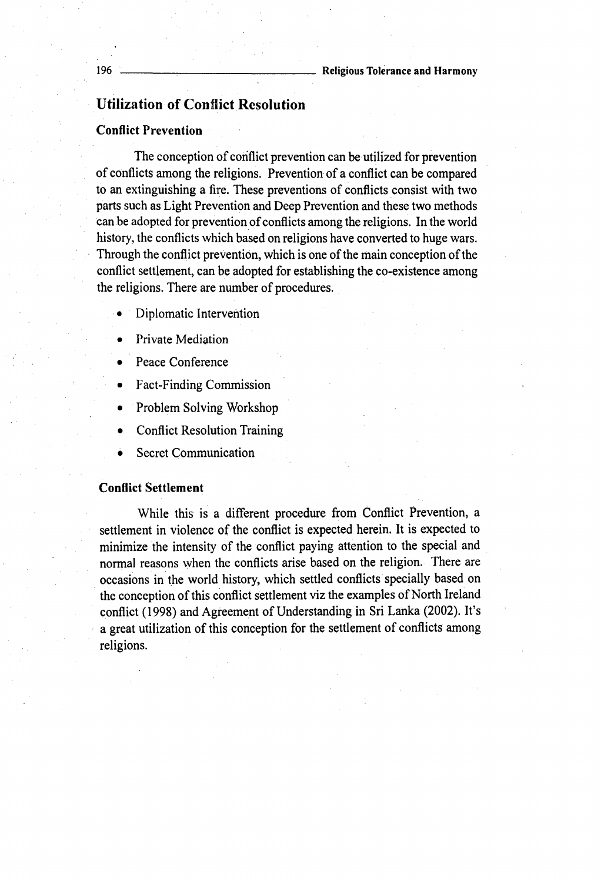## Utilization of Conflict Resolution

### Conflict Prevention

The conception of conflict prevention can be utilized for prevention of conflicts among the religions. Prevention of a conflict can be compared to an extinguishing a fire. These preventions of conflicts consist with two parts such as Light Prevention and Deep Prevention and these two methods can be adopted for prevention of conflicts among the religions. In the world history, the conflicts which based on religions have converted to huge wars. Through the conflict prevention, which is one of the main conception of the conflict settlement, can be adopted for establishing the co-existence among the religions. There are number of procedures.

- Diplomatic Intervention
- Private Mediation
- Peace Conference
- Fact-Finding Commission
- Problem Solving Workshop
- Conflict Resolution Training
- Secret Communication

### Conflict Settlement

While this is a different procedure from Conflict Prevention, a settlement in violence of the conflict is expected herein. It is expected to minimize the intensity of the conflict paying attention to the special and normal reasons when the conflicts arise based on the religion. There are occasions in the world history, which settled conflicts specially based on the conception of this conflict settlement viz the examples of North Ireland conflict (1998) and Agreement of Understanding in Sri Lanka (2002). It's a great utilization of this conception for the settlement of conflicts among religions.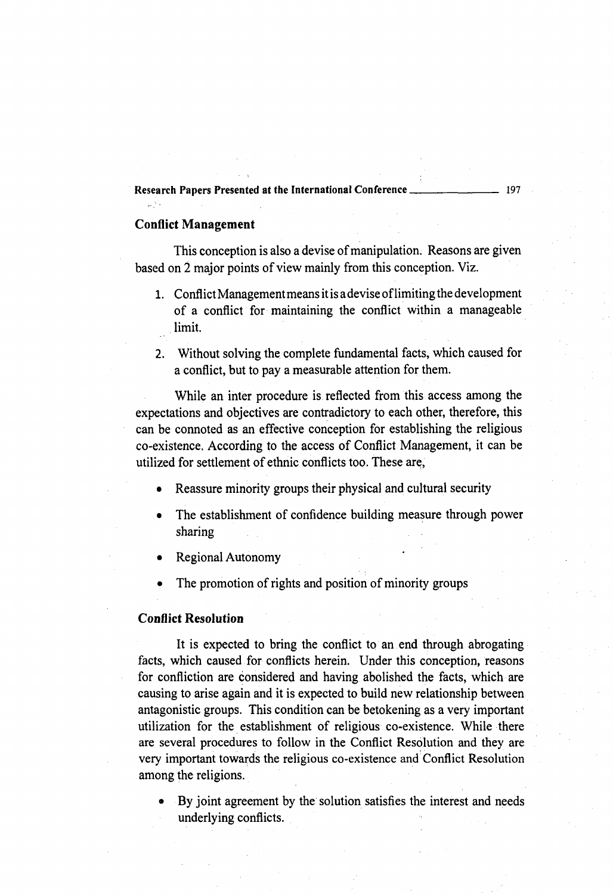## Conflict Management

This conception is also a devise of manipulation. Reasons are given based on 2 major points of view mainly from this conception. Viz.

1. Conflict Management means it is a devise of limiting the development of a conflict for maintaining the conflict within a manageable limit.
2. Without solving the complete fundamental facts, which caused for a conflict, but to pay a measurable attention for them.

While an inter procedure is reflected from this access among the expectations and objectives are contradictory to each other, therefore, this can be connoted as an effective conception for establishing the religious co-existence. According to the access of Conflict Management, it can be utilized for settlement of ethnic conflicts too. These are,

- Reassure minority groups their physical and cultural security
- The establishment of confidence building measure through power sharing
- Regional Autonomy
- The promotion of rights and position of minority groups

## Conflict Resolution

It is expected to bring the conflict to an end through abrogating facts, which caused for conflicts herein. Under this conception, reasons for confliction are considered and having abolished the facts, which are causing to arise again and it is expected to build new relationship between antagonistic groups. This condition can be betokening as a very important utilization for the establishment of religious co-existence. While there are several procedures to follow in the Conflict Resolution and they are very important towards the religious co-existence and Conflict Resolution among the religions.

- By joint agreement by the solution satisfies the interest and needs underlying conflicts.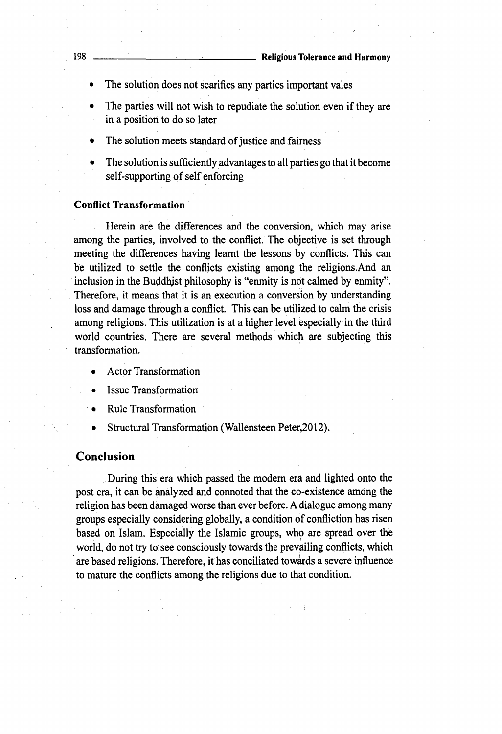- The solution does not scarifies any parties important vales
- The parties will not wish to repudiate the solution even if they are in a position to do so later
- The solution meets standard of justice and fairness
- The solution is sufficiently advantages to all parties go that it become self-supporting of self enforcing

### Conflict Transformation

Herein are the differences and the conversion, which may arise among the parties, involved to the conflict. The objective is set through meeting the differences having learnt the lessons by conflicts. This can be utilized to settle the conflicts existing among the religions.And an inclusion in the Buddhist philosophy is "enmity is not calmed by enmity". Therefore, it means that it is an execution a conversion by understanding loss and damage through a conflict. This can be utilized to calm the crisis among religions. This utilization is at a higher level especially in the third world countries. There are several methods which are subjecting this transformation.

- Actor Transformation
- Issue Transformation
- Rule Transformation
- Structural Transformation (Wallensteen Peter,2012).

## Conclusion

During this era which passed the modern era and lighted onto the post era, it can be analyzed and connoted that the co-existence among the religion has been damaged worse than ever before. A dialogue among many groups especially considering globally, a condition of confliction has risen based on Islam. Especially the Islamic groups, who are spread over the world, do not try to see consciously towards the prevailing conflicts, which are based religions. Therefore, it has conciliated towards a severe influence to mature the conflicts among the religions due to that condition.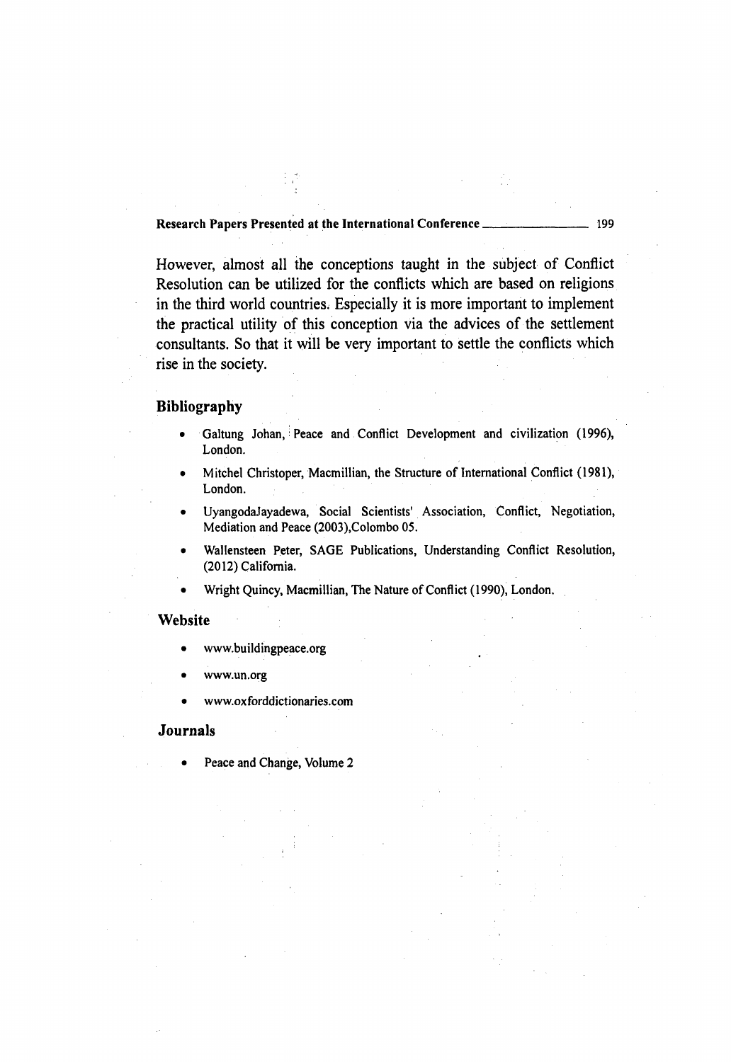However, almost all the conceptions taught in the subject of Conflict Resolution can be utilized for the conflicts which are based on religions in the third world countries. Especially it is more important to implement the practical utility of this conception via the advices of the settlement consultants. So that it will be very important to settle the conflicts which rise in the society.

## Bibliography

- Galtung Johan, Peace and Conflict Development and civilization (1996), London.
- Mitchel Christoper, Macmillian, the Structure of International Conflict (1981), London.
- UyangodaJayadewa, Social Scientists' Association, Conflict, Negotiation, Mediation and Peace (2003),Colombo 05.
- Wallensteen Peter, SAGE Publications, Understanding Conflict Resolution, (2012) California.
- Wright Quincy, Macmillian, The Nature of Conflict (1990), London.

## Website

- www.buildingpeace.org
- www.un.org
- www.oxforddictionaries.com

## Journals

- Peace and Change, Volume 2